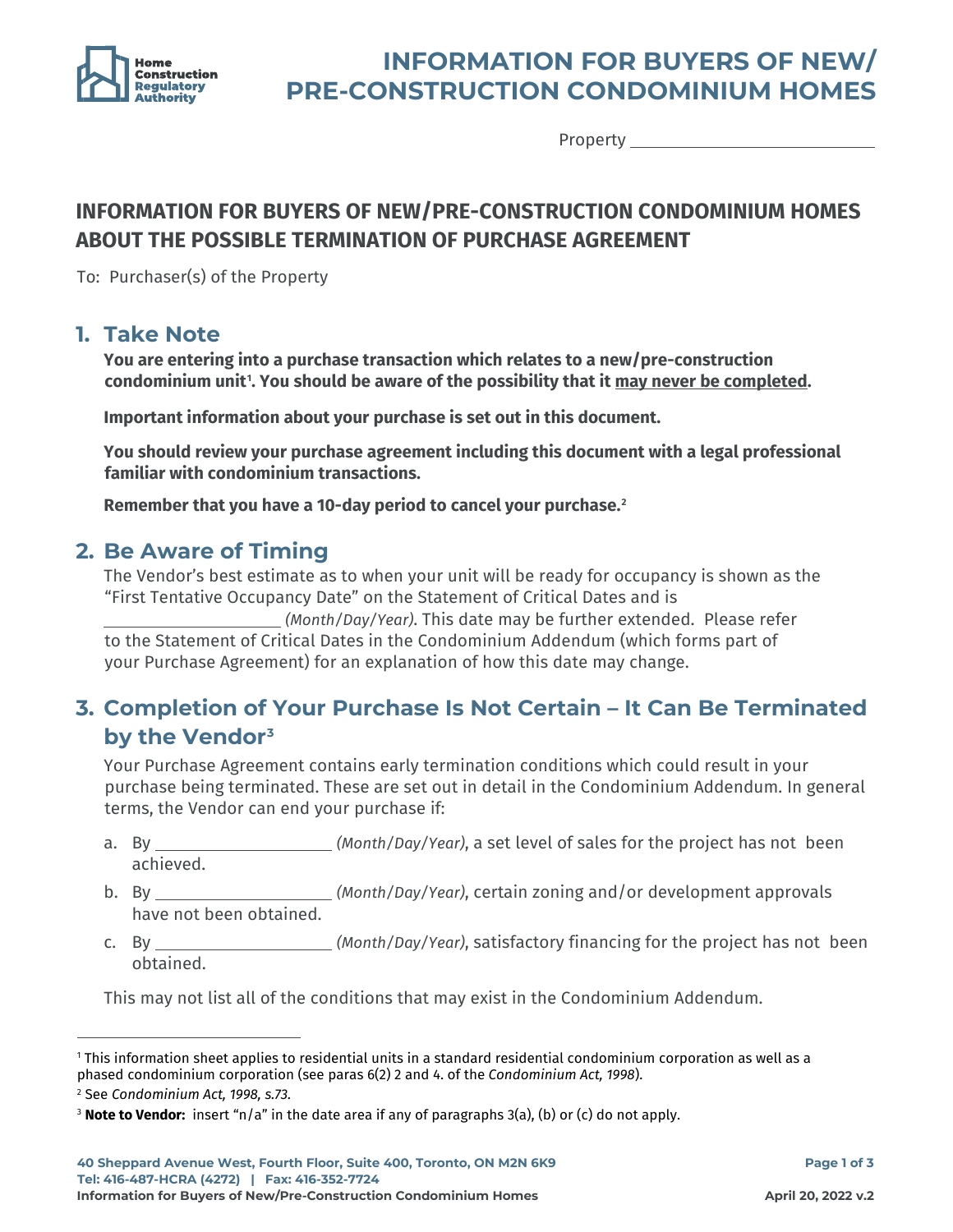Home Construction Regulatory Authority

# INFORMATION FOR BUYERS OF NEW/ PRE-CONSTRUCTION CONDOMINIUM HOMES

Property ____________________________

## INFORMATION FOR BUYERS OF NEW/PRE-CONSTRUCTION CONDOMINIUM HOMES ABOUT THE POSSIBLE TERMINATION OF PURCHASE AGREEMENT

To: Purchaser(s) of the Property

## 1. Take Note

**You are entering into a purchase transaction which relates to a new/pre-construction condominium unit[1]. You should be aware of the possibility that it may never be completed.**

**Important information about your purchase is set out in this document.**

**You should review your purchase agreement including this document with a legal professional familiar with condominium transactions.**

**Remember that you have a 10-day period to cancel your purchase.[2]**

## 2. Be Aware of Timing

The Vendor's best estimate as to when your unit will be ready for occupancy is shown as the "First Tentative Occupancy Date" on the Statement of Critical Dates and is ____________________ *(Month/Day/Year)*. This date may be further extended. Please refer to the Statement of Critical Dates in the Condominium Addendum (which forms part of your Purchase Agreement) for an explanation of how this date may change.

## 3. Completion of Your Purchase Is Not Certain – It Can Be Terminated by the Vendor[3]

Your Purchase Agreement contains early termination conditions which could result in your purchase being terminated. These are set out in detail in the Condominium Addendum. In general terms, the Vendor can end your purchase if:

a. By ____________________ *(Month/Day/Year)*, a set level of sales for the project has not been achieved.

b. By ____________________ *(Month/Day/Year)*, certain zoning and/or development approvals have not been obtained.

c. By ____________________ *(Month/Day/Year)*, satisfactory financing for the project has not been obtained.

This may not list all of the conditions that may exist in the Condominium Addendum.

---

[1] This information sheet applies to residential units in a standard residential condominium corporation as well as a phased condominium corporation (see paras 6(2) 2 and 4. of the *Condominium Act, 1998*).

[2] See *Condominium Act, 1998, s.73.*

[3] **Note to Vendor:** insert "n/a" in the date area if any of paragraphs 3(a), (b) or (c) do not apply.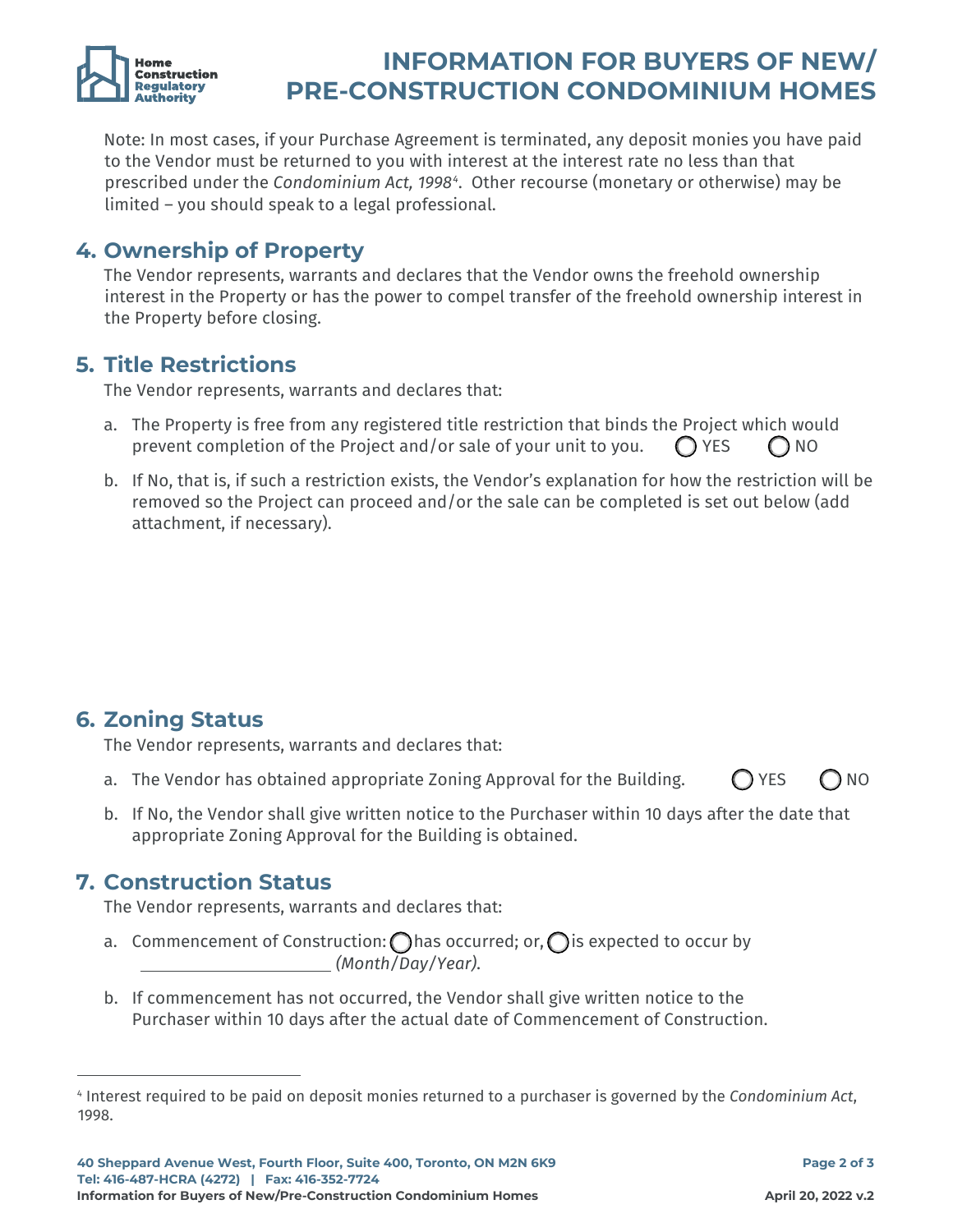Note: In most cases, if your Purchase Agreement is terminated, any deposit monies you have paid to the Vendor must be returned to you with interest at the interest rate no less than that prescribed under the *Condominium Act, 1998*[4]. Other recourse (monetary or otherwise) may be limited – you should speak to a legal professional.

## 4. Ownership of Property

The Vendor represents, warrants and declares that the Vendor owns the freehold ownership interest in the Property or has the power to compel transfer of the freehold ownership interest in the Property before closing.

## 5. Title Restrictions

The Vendor represents, warrants and declares that:

a. The Property is free from any registered title restriction that binds the Project which would prevent completion of the Project and/or sale of your unit to you. ◯ YES ◯ NO

b. If No, that is, if such a restriction exists, the Vendor's explanation for how the restriction will be removed so the Project can proceed and/or the sale can be completed is set out below (add attachment, if necessary).

## 6. Zoning Status

The Vendor represents, warrants and declares that:

a. The Vendor has obtained appropriate Zoning Approval for the Building. ◯ YES ◯ NO

b. If No, the Vendor shall give written notice to the Purchaser within 10 days after the date that appropriate Zoning Approval for the Building is obtained.

## 7. Construction Status

The Vendor represents, warrants and declares that:

a. Commencement of Construction: ◯ has occurred; or, ◯ is expected to occur by \_\_\_\_\_\_\_\_\_\_\_\_\_\_\_\_\_\_\_\_ *(Month/Day/Year)*.

b. If commencement has not occurred, the Vendor shall give written notice to the Purchaser within 10 days after the actual date of Commencement of Construction.

---

[4] Interest required to be paid on deposit monies returned to a purchaser is governed by the *Condominium Act*, 1998.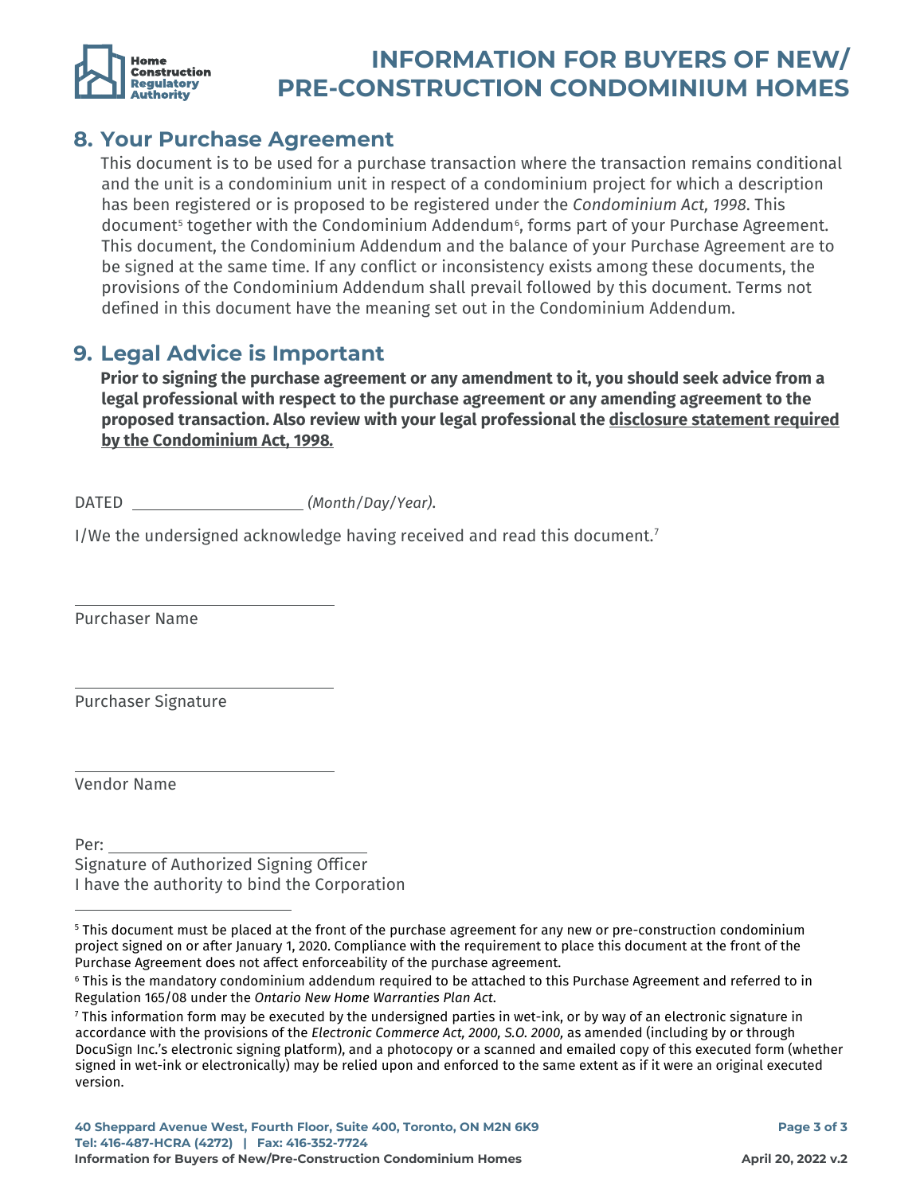## 8. Your Purchase Agreement

This document is to be used for a purchase transaction where the transaction remains conditional and the unit is a condominium unit in respect of a condominium project for which a description has been registered or is proposed to be registered under the *Condominium Act, 1998*. This document[5] together with the Condominium Addendum[6], forms part of your Purchase Agreement. This document, the Condominium Addendum and the balance of your Purchase Agreement are to be signed at the same time. If any conflict or inconsistency exists among these documents, the provisions of the Condominium Addendum shall prevail followed by this document. Terms not defined in this document have the meaning set out in the Condominium Addendum.

## 9. Legal Advice is Important

**Prior to signing the purchase agreement or any amendment to it, you should seek advice from a legal professional with respect to the purchase agreement or any amending agreement to the proposed transaction. Also review with your legal professional the <u>disclosure statement required by the Condominium Act, 1998.</u>**

DATED ____________________ *(Month/Day/Year)*.

I/We the undersigned acknowledge having received and read this document.[7]

____________________

Purchaser Name

____________________

Purchaser Signature

____________________

Vendor Name

Per: ______________________________

Signature of Authorized Signing Officer
I have the authority to bind the Corporation

---

[5] This document must be placed at the front of the purchase agreement for any new or pre-construction condominium project signed on or after January 1, 2020. Compliance with the requirement to place this document at the front of the Purchase Agreement does not affect enforceability of the purchase agreement.

[6] This is the mandatory condominium addendum required to be attached to this Purchase Agreement and referred to in Regulation 165/08 under the *Ontario New Home Warranties Plan Act*.

[7] This information form may be executed by the undersigned parties in wet-ink, or by way of an electronic signature in accordance with the provisions of the *Electronic Commerce Act, 2000, S.O. 2000,* as amended (including by or through DocuSign Inc.'s electronic signing platform), and a photocopy or a scanned and emailed copy of this executed form (whether signed in wet-ink or electronically) may be relied upon and enforced to the same extent as if it were an original executed version.